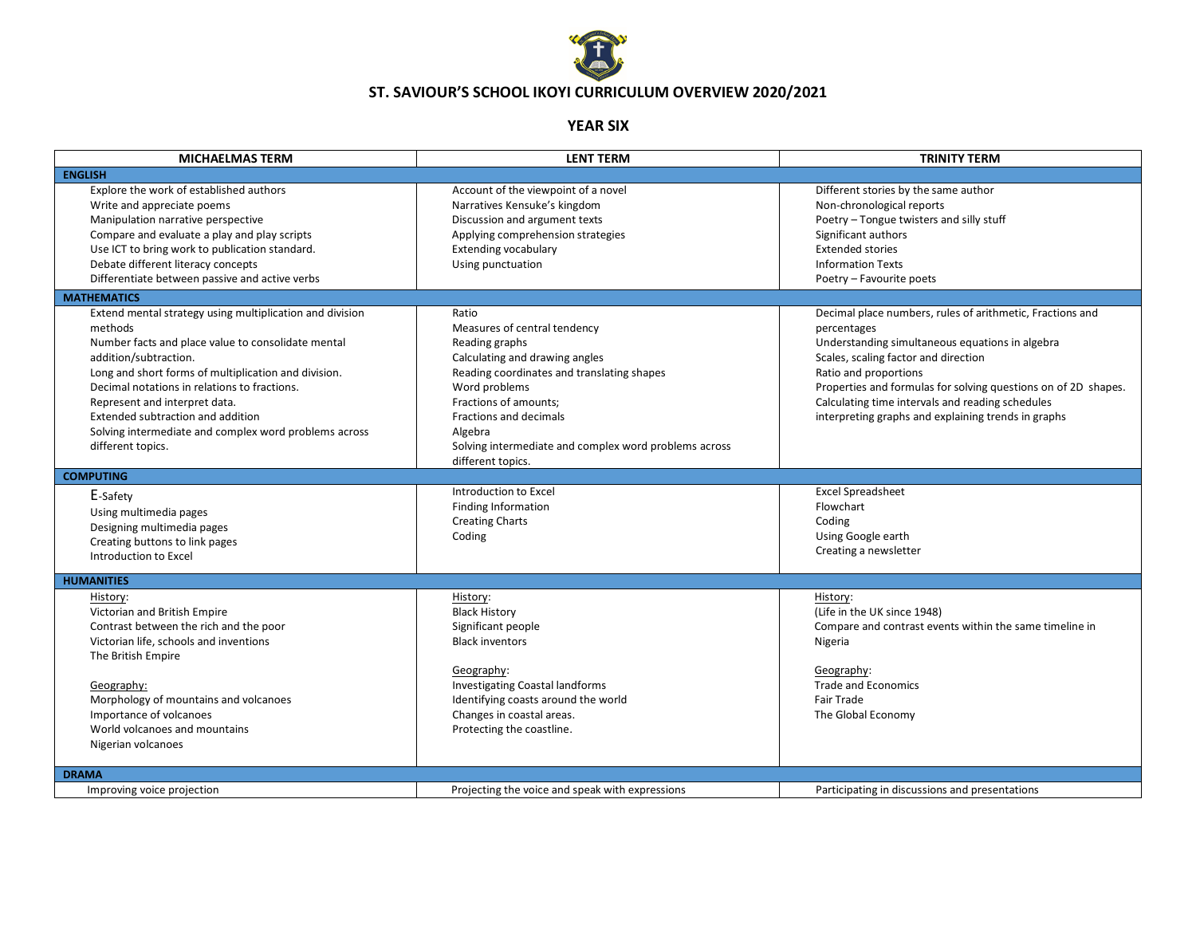# ST. SAVIOUR'S SCHOOL IKOYI CURRICULUM OVERVIEW 2020/2021

## YEAR SIX

| MICHAELMAS TERM | LENT TERM | TRINITY TERM |
|---|---|---|
| **ENGLISH** | | |
| Explore the work of established authors<br>Write and appreciate poems<br>Manipulation narrative perspective<br>Compare and evaluate a play and play scripts<br>Use ICT to bring work to publication standard.<br>Debate different literacy concepts<br>Differentiate between passive and active verbs | Account of the viewpoint of a novel<br>Narratives Kensuke's kingdom<br>Discussion and argument texts<br>Applying comprehension strategies<br>Extending vocabulary<br>Using punctuation | Different stories by the same author<br>Non-chronological reports<br>Poetry – Tongue twisters and silly stuff<br>Significant authors<br>Extended stories<br>Information Texts<br>Poetry – Favourite poets |
| **MATHEMATICS** | | |
| Extend mental strategy using multiplication and division methods<br>Number facts and place value to consolidate mental addition/subtraction.<br>Long and short forms of multiplication and division.<br>Decimal notations in relations to fractions.<br>Represent and interpret data.<br>Extended subtraction and addition<br>Solving intermediate and complex word problems across different topics. | Ratio<br>Measures of central tendency<br>Reading graphs<br>Calculating and drawing angles<br>Reading coordinates and translating shapes<br>Word problems<br>Fractions of amounts;<br>Fractions and decimals<br>Algebra<br>Solving intermediate and complex word problems across different topics. | Decimal place numbers, rules of arithmetic, Fractions and percentages<br>Understanding simultaneous equations in algebra<br>Scales, scaling factor and direction<br>Ratio and proportions<br>Properties and formulas for solving questions on of 2D shapes.<br>Calculating time intervals and reading schedules<br>interpreting graphs and explaining trends in graphs |
| **COMPUTING** | | |
| E-Safety<br>Using multimedia pages<br>Designing multimedia pages<br>Creating buttons to link pages<br>Introduction to Excel | Introduction to Excel<br>Finding Information<br>Creating Charts<br>Coding | Excel Spreadsheet<br>Flowchart<br>Coding<br>Using Google earth<br>Creating a newsletter |
| **HUMANITIES** | | |
| History:<br>Victorian and British Empire<br>Contrast between the rich and the poor<br>Victorian life, schools and inventions<br>The British Empire<br><br>Geography:<br>Morphology of mountains and volcanoes<br>Importance of volcanoes<br>World volcanoes and mountains<br>Nigerian volcanoes | History:<br>Black History<br>Significant people<br>Black inventors<br><br>Geography:<br>Investigating Coastal landforms<br>Identifying coasts around the world<br>Changes in coastal areas.<br>Protecting the coastline. | History:<br>(Life in the UK since 1948)<br>Compare and contrast events within the same timeline in Nigeria<br><br>Geography:<br>Trade and Economics<br>Fair Trade<br>The Global Economy |
| **DRAMA** | | |
| Improving voice projection | Projecting the voice and speak with expressions | Participating in discussions and presentations |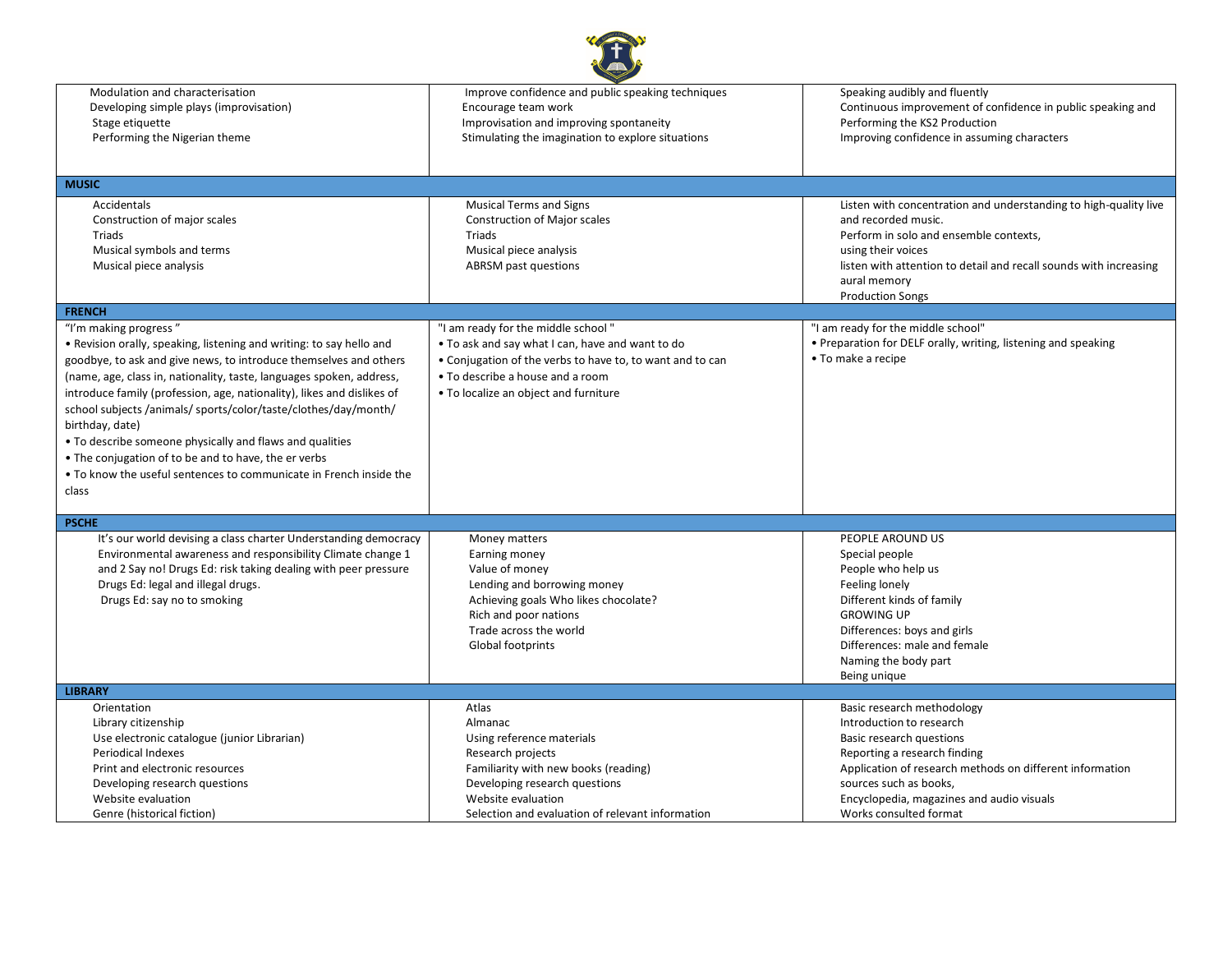| | | |
|---|---|---|
| Modulation and characterisation<br>Developing simple plays (improvisation)<br>Stage etiquette<br>Performing the Nigerian theme | Improve confidence and public speaking techniques<br>Encourage team work<br>Improvisation and improving spontaneity<br>Stimulating the imagination to explore situations | Speaking audibly and fluently<br>Continuous improvement of confidence in public speaking and<br>Performing the KS2 Production<br>Improving confidence in assuming characters |
| **MUSIC** | | |
| Accidentals<br>Construction of major scales<br>Triads<br>Musical symbols and terms<br>Musical piece analysis | Musical Terms and Signs<br>Construction of Major scales<br>Triads<br>Musical piece analysis<br>ABRSM past questions | Listen with concentration and understanding to high-quality live and recorded music.<br>Perform in solo and ensemble contexts, using their voices<br>listen with attention to detail and recall sounds with increasing aural memory<br>Production Songs |
| **FRENCH** | | |
| "I'm making progress "<br>• Revision orally, speaking, listening and writing: to say hello and goodbye, to ask and give news, to introduce themselves and others (name, age, class in, nationality, taste, languages spoken, address, introduce family (profession, age, nationality), likes and dislikes of school subjects /animals/ sports/color/taste/clothes/day/month/ birthday, date)<br>• To describe someone physically and flaws and qualities<br>• The conjugation of to be and to have, the er verbs<br>• To know the useful sentences to communicate in French inside the class | "I am ready for the middle school "<br>• To ask and say what I can, have and want to do<br>• Conjugation of the verbs to have to, to want and to can<br>• To describe a house and a room<br>• To localize an object and furniture | "I am ready for the middle school"<br>• Preparation for DELF orally, writing, listening and speaking<br>• To make a recipe |
| **PSCHE** | | |
| It's our world devising a class charter Understanding democracy Environmental awareness and responsibility Climate change 1 and 2 Say no! Drugs Ed: risk taking dealing with peer pressure<br>Drugs Ed: legal and illegal drugs.<br>Drugs Ed: say no to smoking | Money matters<br>Earning money<br>Value of money<br>Lending and borrowing money<br>Achieving goals Who likes chocolate?<br>Rich and poor nations<br>Trade across the world<br>Global footprints | PEOPLE AROUND US<br>Special people<br>People who help us<br>Feeling lonely<br>Different kinds of family<br>GROWING UP<br>Differences: boys and girls<br>Differences: male and female<br>Naming the body part<br>Being unique |
| **LIBRARY** | | |
| Orientation<br>Library citizenship<br>Use electronic catalogue (junior Librarian)<br>Periodical Indexes<br>Print and electronic resources<br>Developing research questions<br>Website evaluation<br>Genre (historical fiction) | Atlas<br>Almanac<br>Using reference materials<br>Research projects<br>Familiarity with new books (reading)<br>Developing research questions<br>Website evaluation<br>Selection and evaluation of relevant information | Basic research methodology<br>Introduction to research<br>Basic research questions<br>Reporting a research finding<br>Application of research methods on different information sources such as books,<br>Encyclopedia, magazines and audio visuals<br>Works consulted format |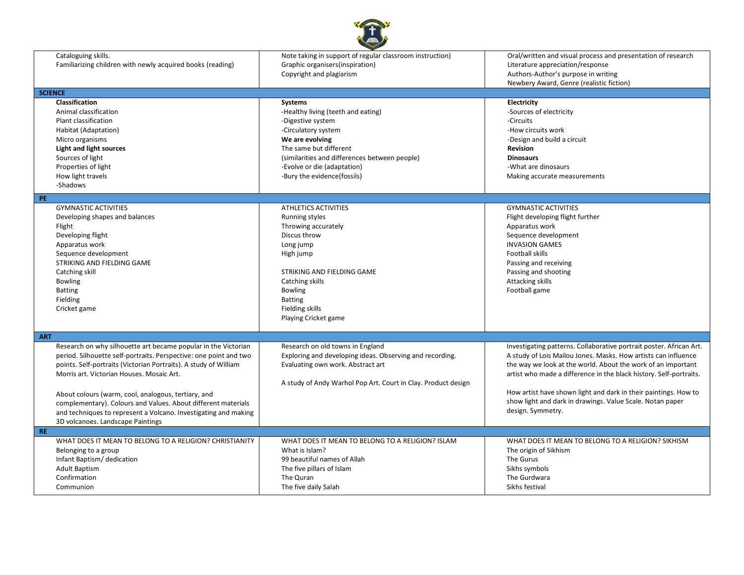| | | |
|---|---|---|
| Cataloguing skills.<br>Familiarizing children with newly acquired books (reading) | Note taking in support of regular classroom instruction)<br>Graphic organisers(inspiration)<br>Copyright and plagiarism | Oral/written and visual process and presentation of research<br>Literature appreciation/response<br>Authors-Author's purpose in writing<br>Newbery Award, Genre (realistic fiction) |
| **SCIENCE** | | |
| **Classification**<br>Animal classification<br>Plant classification<br>Habitat (Adaptation)<br>Micro organisms<br>**Light and light sources**<br>Sources of light<br>Properties of light<br>How light travels<br>-Shadows | **Systems**<br>-Healthy living (teeth and eating)<br>-Digestive system<br>-Circulatory system<br>**We are evolving**<br>The same but different<br>(similarities and differences between people)<br>-Evolve or die (adaptation)<br>-Bury the evidence(fossils) | **Electricity**<br>-Sources of electricity<br>-Circuits<br>-How circuits work<br>-Design and build a circuit<br>**Revision**<br>**Dinosaurs**<br>-What are dinosaurs<br>Making accurate measurements |
| **PE** | | |
| GYMNASTIC ACTIVITIES<br>Developing shapes and balances<br>Flight<br>Developing flight<br>Apparatus work<br>Sequence development<br>STRIKING AND FIELDING GAME<br>Catching skill<br>Bowling<br>Batting<br>Fielding<br>Cricket game | ATHLETICS ACTIVITIES<br>Running styles<br>Throwing accurately<br>Discus throw<br>Long jump<br>High jump<br><br>STRIKING AND FIELDING GAME<br>Catching skills<br>Bowling<br>Batting<br>Fielding skills<br>Playing Cricket game | GYMNASTIC ACTIVITIES<br>Flight developing flight further<br>Apparatus work<br>Sequence development<br>INVASION GAMES<br>Football skills<br>Passing and receiving<br>Passing and shooting<br>Attacking skills<br>Football game |
| **ART** | | |
| Research on why silhouette art became popular in the Victorian period. Silhouette self-portraits. Perspective: one point and two points. Self-portraits (Victorian Portraits). A study of William Morris art. Victorian Houses. Mosaic Art.<br><br>About colours (warm, cool, analogous, tertiary, and complementary). Colours and Values. About different materials and techniques to represent a Volcano. Investigating and making 3D volcanoes. Landscape Paintings | Research on old towns in England<br>Exploring and developing ideas. Observing and recording. Evaluating own work. Abstract art<br><br>A study of Andy Warhol Pop Art. Court in Clay. Product design | Investigating patterns. Collaborative portrait poster. African Art. A study of Lois Mailou Jones. Masks. How artists can influence the way we look at the world. About the work of an important artist who made a difference in the black history. Self-portraits.<br><br>How artist have shown light and dark in their paintings. How to show light and dark in drawings. Value Scale. Notan paper design. Symmetry. |
| **RE** | | |
| WHAT DOES IT MEAN TO BELONG TO A RELIGION? CHRISTIANITY<br>Belonging to a group<br>Infant Baptism/ dedication<br>Adult Baptism<br>Confirmation<br>Communion | WHAT DOES IT MEAN TO BELONG TO A RELIGION? ISLAM<br>What is Islam?<br>99 beautiful names of Allah<br>The five pillars of Islam<br>The Quran<br>The five daily Salah | WHAT DOES IT MEAN TO BELONG TO A RELIGION? SIKHISM<br>The origin of Sikhism<br>The Gurus<br>Sikhs symbols<br>The Gurdwara<br>Sikhs festival |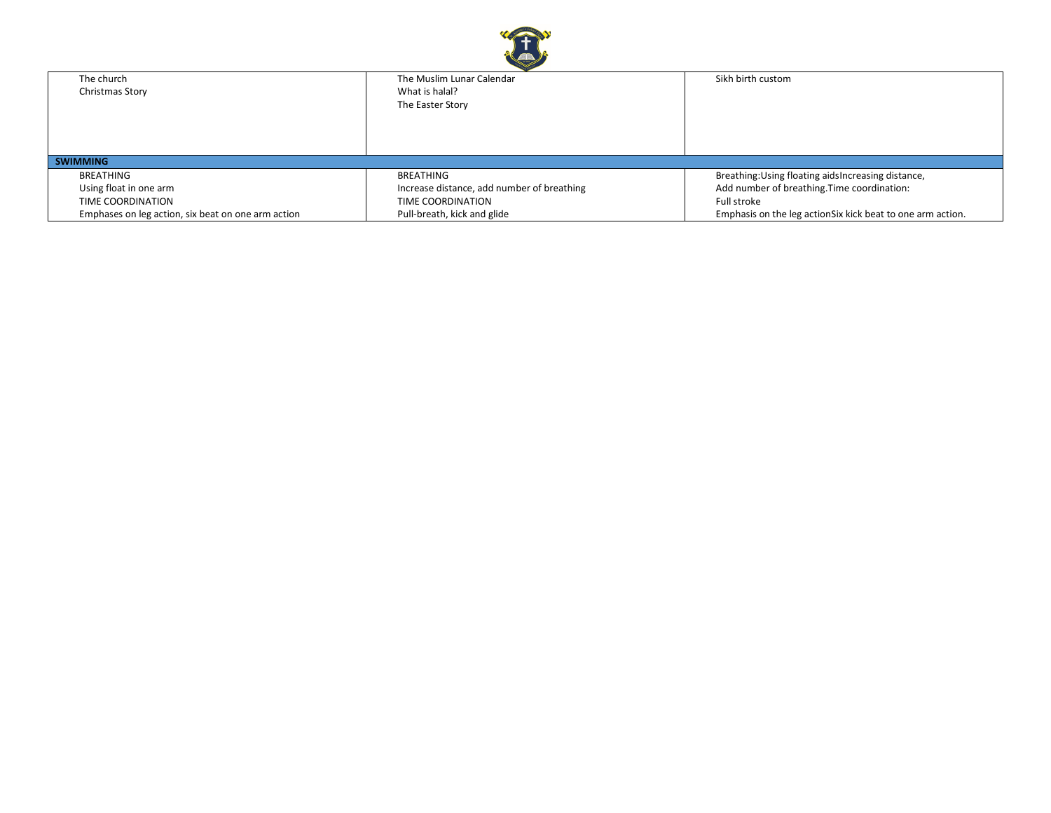| | | |
|---|---|---|
| The church<br>Christmas Story | The Muslim Lunar Calendar<br>What is halal?<br>The Easter Story | Sikh birth custom |
| **SWIMMING** | | |
| BREATHING<br>Using float in one arm<br>TIME COORDINATION<br>Emphases on leg action, six beat on one arm action | BREATHING<br>Increase distance, add number of breathing<br>TIME COORDINATION<br>Pull-breath, kick and glide | Breathing:Using floating aidsIncreasing distance,<br>Add number of breathing.Time coordination:<br>Full stroke<br>Emphasis on the leg actionSix kick beat to one arm action. |